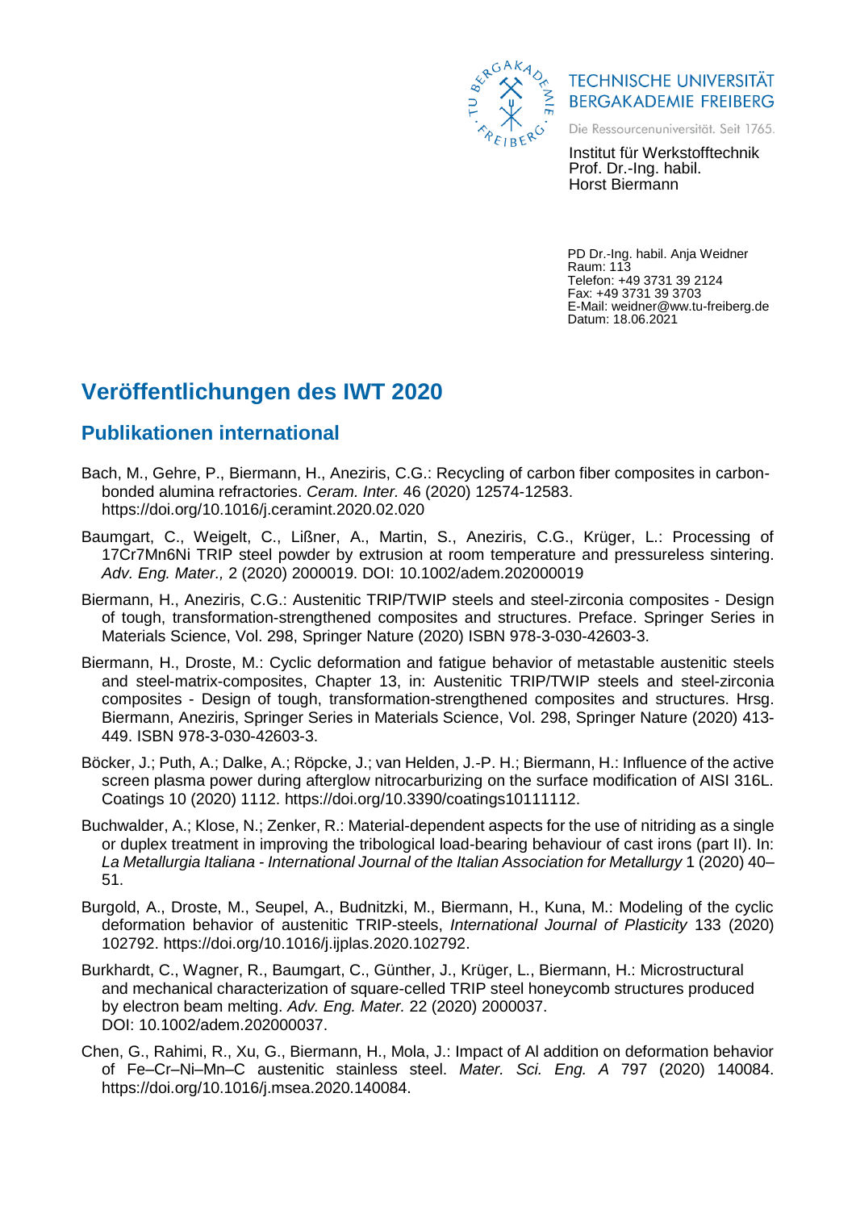TECHNISCHE UNIVERSITÄT BERGAKADEMIE FREIBERG

Die Ressourcenuniversität. Seit 1765.

Institut für Werkstofftechnik
Prof. Dr.-Ing. habil.
Horst Biermann

PD Dr.-Ing. habil. Anja Weidner
Raum: 113
Telefon: +49 3731 39 2124
Fax: +49 3731 39 3703
E-Mail: weidner@ww.tu-freiberg.de
Datum: 18.06.2021

# Veröffentlichungen des IWT 2020

## Publikationen international

Bach, M., Gehre, P., Biermann, H., Aneziris, C.G.: Recycling of carbon fiber composites in carbon-bonded alumina refractories. *Ceram. Inter.* 46 (2020) 12574-12583. https://doi.org/10.1016/j.ceramint.2020.02.020

Baumgart, C., Weigelt, C., Lißner, A., Martin, S., Aneziris, C.G., Krüger, L.: Processing of 17Cr7Mn6Ni TRIP steel powder by extrusion at room temperature and pressureless sintering. *Adv. Eng. Mater.,* 2 (2020) 2000019. DOI: 10.1002/adem.202000019

Biermann, H., Aneziris, C.G.: Austenitic TRIP/TWIP steels and steel-zirconia composites - Design of tough, transformation-strengthened composites and structures. Preface. Springer Series in Materials Science, Vol. 298, Springer Nature (2020) ISBN 978-3-030-42603-3.

Biermann, H., Droste, M.: Cyclic deformation and fatigue behavior of metastable austenitic steels and steel-matrix-composites, Chapter 13, in: Austenitic TRIP/TWIP steels and steel-zirconia composites - Design of tough, transformation-strengthened composites and structures. Hrsg. Biermann, Aneziris, Springer Series in Materials Science, Vol. 298, Springer Nature (2020) 413-449. ISBN 978-3-030-42603-3.

Böcker, J.; Puth, A.; Dalke, A.; Röpcke, J.; van Helden, J.-P. H.; Biermann, H.: Influence of the active screen plasma power during afterglow nitrocarburizing on the surface modification of AISI 316L. Coatings 10 (2020) 1112. https://doi.org/10.3390/coatings10111112.

Buchwalder, A.; Klose, N.; Zenker, R.: Material-dependent aspects for the use of nitriding as a single or duplex treatment in improving the tribological load-bearing behaviour of cast irons (part II). In: *La Metallurgia Italiana - International Journal of the Italian Association for Metallurgy* 1 (2020) 40–51.

Burgold, A., Droste, M., Seupel, A., Budnitzki, M., Biermann, H., Kuna, M.: Modeling of the cyclic deformation behavior of austenitic TRIP-steels, *International Journal of Plasticity* 133 (2020) 102792. https://doi.org/10.1016/j.ijplas.2020.102792.

Burkhardt, C., Wagner, R., Baumgart, C., Günther, J., Krüger, L., Biermann, H.: Microstructural and mechanical characterization of square-celled TRIP steel honeycomb structures produced by electron beam melting. *Adv. Eng. Mater.* 22 (2020) 2000037. DOI: 10.1002/adem.202000037.

Chen, G., Rahimi, R., Xu, G., Biermann, H., Mola, J.: Impact of Al addition on deformation behavior of Fe–Cr–Ni–Mn–C austenitic stainless steel. *Mater. Sci. Eng. A* 797 (2020) 140084. https://doi.org/10.1016/j.msea.2020.140084.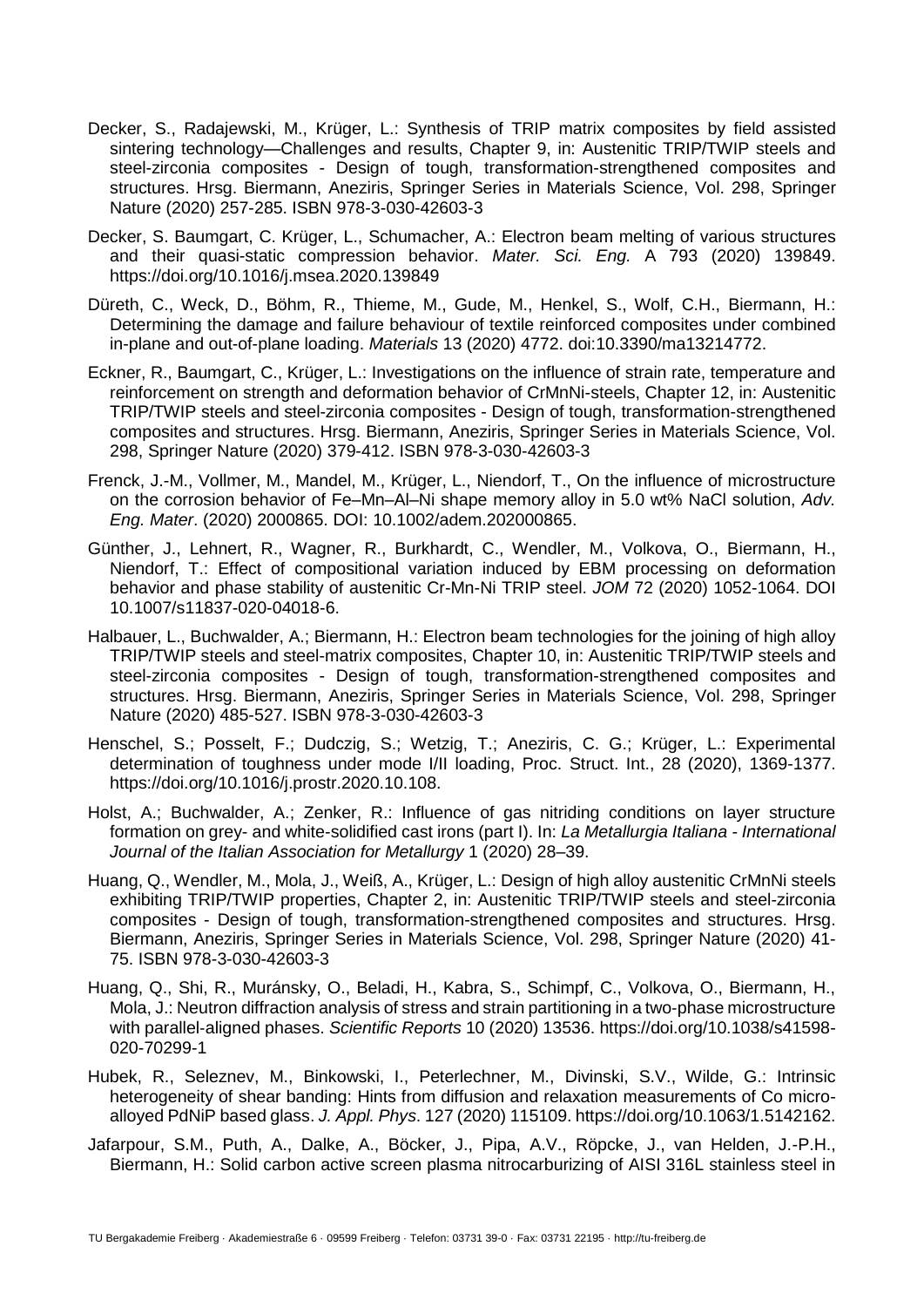Decker, S., Radajewski, M., Krüger, L.: Synthesis of TRIP matrix composites by field assisted sintering technology—Challenges and results, Chapter 9, in: Austenitic TRIP/TWIP steels and steel-zirconia composites - Design of tough, transformation-strengthened composites and structures. Hrsg. Biermann, Aneziris, Springer Series in Materials Science, Vol. 298, Springer Nature (2020) 257-285. ISBN 978-3-030-42603-3

Decker, S. Baumgart, C. Krüger, L., Schumacher, A.: Electron beam melting of various structures and their quasi-static compression behavior. *Mater. Sci. Eng.* A 793 (2020) 139849. https://doi.org/10.1016/j.msea.2020.139849

Düreth, C., Weck, D., Böhm, R., Thieme, M., Gude, M., Henkel, S., Wolf, C.H., Biermann, H.: Determining the damage and failure behaviour of textile reinforced composites under combined in-plane and out-of-plane loading. *Materials* 13 (2020) 4772. doi:10.3390/ma13214772.

Eckner, R., Baumgart, C., Krüger, L.: Investigations on the influence of strain rate, temperature and reinforcement on strength and deformation behavior of CrMnNi-steels, Chapter 12, in: Austenitic TRIP/TWIP steels and steel-zirconia composites - Design of tough, transformation-strengthened composites and structures. Hrsg. Biermann, Aneziris, Springer Series in Materials Science, Vol. 298, Springer Nature (2020) 379-412. ISBN 978-3-030-42603-3

Frenck, J.-M., Vollmer, M., Mandel, M., Krüger, L., Niendorf, T., On the influence of microstructure on the corrosion behavior of Fe–Mn–Al–Ni shape memory alloy in 5.0 wt% NaCl solution, *Adv. Eng. Mater*. (2020) 2000865. DOI: 10.1002/adem.202000865.

Günther, J., Lehnert, R., Wagner, R., Burkhardt, C., Wendler, M., Volkova, O., Biermann, H., Niendorf, T.: Effect of compositional variation induced by EBM processing on deformation behavior and phase stability of austenitic Cr-Mn-Ni TRIP steel. *JOM* 72 (2020) 1052-1064. DOI 10.1007/s11837-020-04018-6.

Halbauer, L., Buchwalder, A.; Biermann, H.: Electron beam technologies for the joining of high alloy TRIP/TWIP steels and steel-matrix composites, Chapter 10, in: Austenitic TRIP/TWIP steels and steel-zirconia composites - Design of tough, transformation-strengthened composites and structures. Hrsg. Biermann, Aneziris, Springer Series in Materials Science, Vol. 298, Springer Nature (2020) 485-527. ISBN 978-3-030-42603-3

Henschel, S.; Posselt, F.; Dudczig, S.; Wetzig, T.; Aneziris, C. G.; Krüger, L.: Experimental determination of toughness under mode I/II loading, Proc. Struct. Int., 28 (2020), 1369-1377. https://doi.org/10.1016/j.prostr.2020.10.108.

Holst, A.; Buchwalder, A.; Zenker, R.: Influence of gas nitriding conditions on layer structure formation on grey- and white-solidified cast irons (part I). In: *La Metallurgia Italiana - International Journal of the Italian Association for Metallurgy* 1 (2020) 28–39.

Huang, Q., Wendler, M., Mola, J., Weiß, A., Krüger, L.: Design of high alloy austenitic CrMnNi steels exhibiting TRIP/TWIP properties, Chapter 2, in: Austenitic TRIP/TWIP steels and steel-zirconia composites - Design of tough, transformation-strengthened composites and structures. Hrsg. Biermann, Aneziris, Springer Series in Materials Science, Vol. 298, Springer Nature (2020) 41-75. ISBN 978-3-030-42603-3

Huang, Q., Shi, R., Muránsky, O., Beladi, H., Kabra, S., Schimpf, C., Volkova, O., Biermann, H., Mola, J.: Neutron diffraction analysis of stress and strain partitioning in a two-phase microstructure with parallel-aligned phases. *Scientific Reports* 10 (2020) 13536. https://doi.org/10.1038/s41598-020-70299-1

Hubek, R., Seleznev, M., Binkowski, I., Peterlechner, M., Divinski, S.V., Wilde, G.: Intrinsic heterogeneity of shear banding: Hints from diffusion and relaxation measurements of Co micro-alloyed PdNiP based glass. *J. Appl. Phys*. 127 (2020) 115109. https://doi.org/10.1063/1.5142162.

Jafarpour, S.M., Puth, A., Dalke, A., Böcker, J., Pipa, A.V., Röpcke, J., van Helden, J.-P.H., Biermann, H.: Solid carbon active screen plasma nitrocarburizing of AISI 316L stainless steel in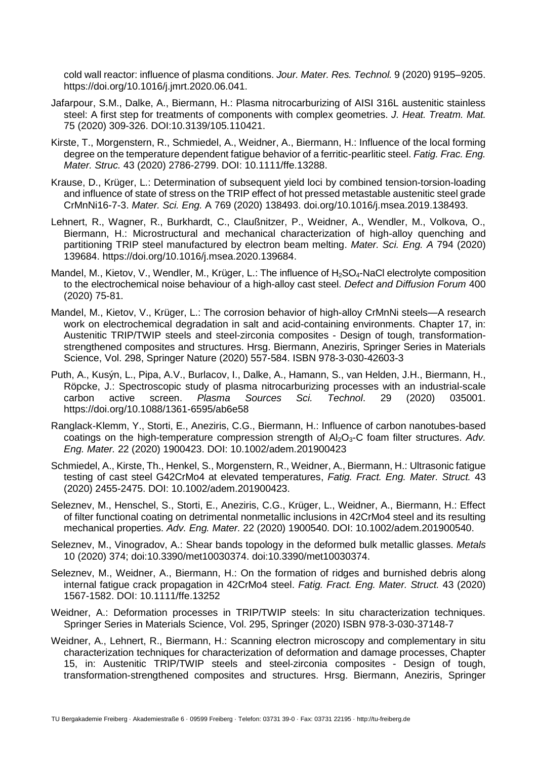cold wall reactor: influence of plasma conditions. *Jour. Mater. Res. Technol.* 9 (2020) 9195–9205. https://doi.org/10.1016/j.jmrt.2020.06.041.

Jafarpour, S.M., Dalke, A., Biermann, H.: Plasma nitrocarburizing of AISI 316L austenitic stainless steel: A first step for treatments of components with complex geometries. *J. Heat. Treatm. Mat.* 75 (2020) 309-326. DOI:10.3139/105.110421.

Kirste, T., Morgenstern, R., Schmiedel, A., Weidner, A., Biermann, H.: Influence of the local forming degree on the temperature dependent fatigue behavior of a ferritic-pearlitic steel. *Fatig. Frac. Eng. Mater. Struc.* 43 (2020) 2786-2799. DOI: 10.1111/ffe.13288.

Krause, D., Krüger, L.: Determination of subsequent yield loci by combined tension-torsion-loading and influence of state of stress on the TRIP effect of hot pressed metastable austenitic steel grade CrMnNi16-7-3. *Mater. Sci. Eng.* A 769 (2020) 138493. doi.org/10.1016/j.msea.2019.138493.

Lehnert, R., Wagner, R., Burkhardt, C., Claußnitzer, P., Weidner, A., Wendler, M., Volkova, O., Biermann, H.: Microstructural and mechanical characterization of high-alloy quenching and partitioning TRIP steel manufactured by electron beam melting. *Mater. Sci. Eng. A* 794 (2020) 139684. https://doi.org/10.1016/j.msea.2020.139684.

Mandel, M., Kietov, V., Wendler, M., Krüger, L.: The influence of $H_2SO_4$-NaCl electrolyte composition to the electrochemical noise behaviour of a high-alloy cast steel. *Defect and Diffusion Forum* 400 (2020) 75-81.

Mandel, M., Kietov, V., Krüger, L.: The corrosion behavior of high-alloy CrMnNi steels—A research work on electrochemical degradation in salt and acid-containing environments. Chapter 17, in: Austenitic TRIP/TWIP steels and steel-zirconia composites - Design of tough, transformation-strengthened composites and structures. Hrsg. Biermann, Aneziris, Springer Series in Materials Science, Vol. 298, Springer Nature (2020) 557-584. ISBN 978-3-030-42603-3

Puth, A., Kusýn, L., Pipa, A.V., Burlacov, I., Dalke, A., Hamann, S., van Helden, J.H., Biermann, H., Röpcke, J.: Spectroscopic study of plasma nitrocarburizing processes with an industrial-scale carbon active screen. *Plasma Sources Sci. Technol*. 29 (2020) 035001. https://doi.org/10.1088/1361-6595/ab6e58

Ranglack-Klemm, Y., Storti, E., Aneziris, C.G., Biermann, H.: Influence of carbon nanotubes-based coatings on the high-temperature compression strength of $Al_2O_3$-C foam filter structures. *Adv. Eng. Mater.* 22 (2020) 1900423. DOI: 10.1002/adem.201900423

Schmiedel, A., Kirste, Th., Henkel, S., Morgenstern, R., Weidner, A., Biermann, H.: Ultrasonic fatigue testing of cast steel G42CrMo4 at elevated temperatures, *Fatig. Fract. Eng. Mater. Struct.* 43 (2020) 2455-2475. DOI: 10.1002/adem.201900423.

Seleznev, M., Henschel, S., Storti, E., Aneziris, C.G., Krüger, L., Weidner, A., Biermann, H.: Effect of filter functional coating on detrimental nonmetallic inclusions in 42CrMo4 steel and its resulting mechanical properties. *Adv. Eng. Mater.* 22 (2020) 1900540. DOI: 10.1002/adem.201900540.

Seleznev, M., Vinogradov, A.: Shear bands topology in the deformed bulk metallic glasses. *Metals* 10 (2020) 374; doi:10.3390/met10030374. doi:10.3390/met10030374.

Seleznev, M., Weidner, A., Biermann, H.: On the formation of ridges and burnished debris along internal fatigue crack propagation in 42CrMo4 steel. *Fatig. Fract. Eng. Mater. Struct.* 43 (2020) 1567-1582. DOI: 10.1111/ffe.13252

Weidner, A.: Deformation processes in TRIP/TWIP steels: In situ characterization techniques. Springer Series in Materials Science, Vol. 295, Springer (2020) ISBN 978-3-030-37148-7

Weidner, A., Lehnert, R., Biermann, H.: Scanning electron microscopy and complementary in situ characterization techniques for characterization of deformation and damage processes, Chapter 15, in: Austenitic TRIP/TWIP steels and steel-zirconia composites - Design of tough, transformation-strengthened composites and structures. Hrsg. Biermann, Aneziris, Springer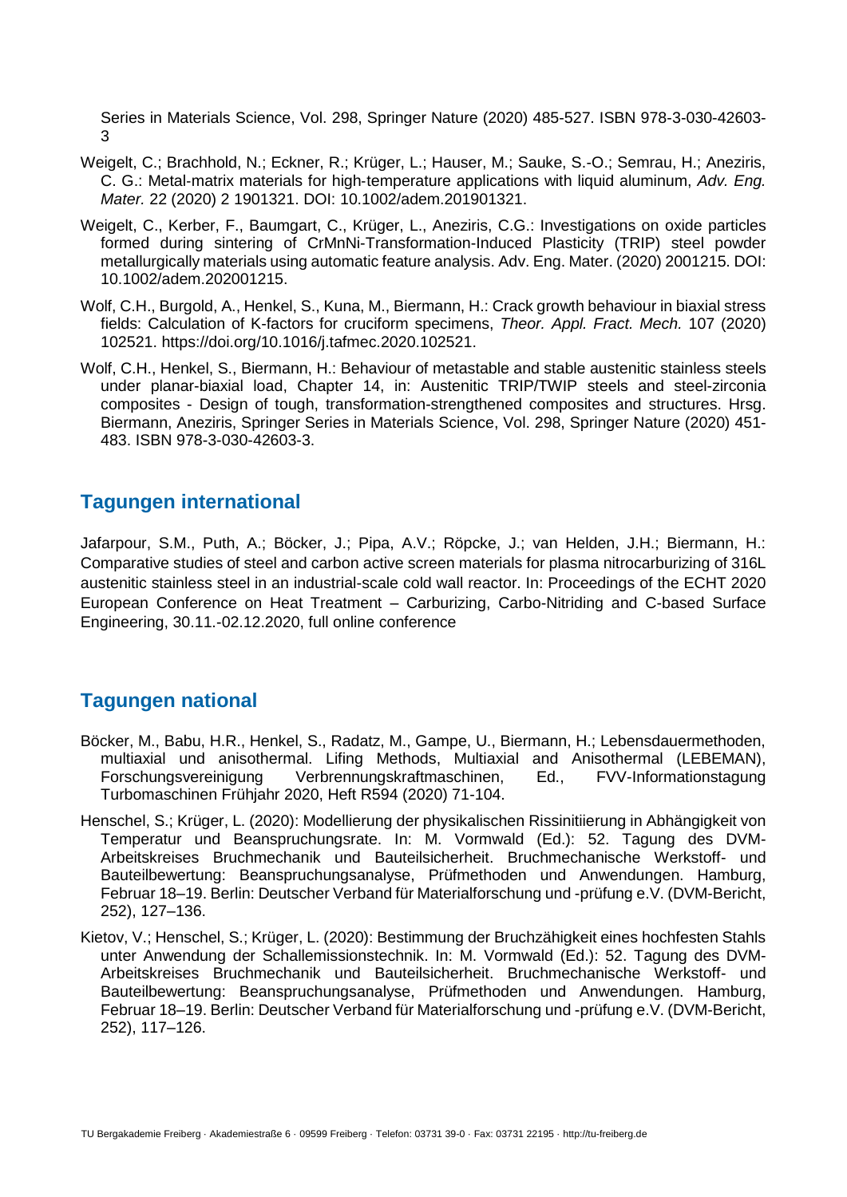Series in Materials Science, Vol. 298, Springer Nature (2020) 485-527. ISBN 978-3-030-42603-3

Weigelt, C.; Brachhold, N.; Eckner, R.; Krüger, L.; Hauser, M.; Sauke, S.-O.; Semrau, H.; Aneziris, C. G.: Metal-matrix materials for high-temperature applications with liquid aluminum, *Adv. Eng. Mater.* 22 (2020) 2 1901321. DOI: 10.1002/adem.201901321.

Weigelt, C., Kerber, F., Baumgart, C., Krüger, L., Aneziris, C.G.: Investigations on oxide particles formed during sintering of CrMnNi-Transformation-Induced Plasticity (TRIP) steel powder metallurgically materials using automatic feature analysis. Adv. Eng. Mater. (2020) 2001215. DOI: 10.1002/adem.202001215.

Wolf, C.H., Burgold, A., Henkel, S., Kuna, M., Biermann, H.: Crack growth behaviour in biaxial stress fields: Calculation of K-factors for cruciform specimens, *Theor. Appl. Fract. Mech.* 107 (2020) 102521. https://doi.org/10.1016/j.tafmec.2020.102521.

Wolf, C.H., Henkel, S., Biermann, H.: Behaviour of metastable and stable austenitic stainless steels under planar-biaxial load, Chapter 14, in: Austenitic TRIP/TWIP steels and steel-zirconia composites - Design of tough, transformation-strengthened composites and structures. Hrsg. Biermann, Aneziris, Springer Series in Materials Science, Vol. 298, Springer Nature (2020) 451-483. ISBN 978-3-030-42603-3.

## Tagungen international

Jafarpour, S.M., Puth, A.; Böcker, J.; Pipa, A.V.; Röpcke, J.; van Helden, J.H.; Biermann, H.: Comparative studies of steel and carbon active screen materials for plasma nitrocarburizing of 316L austenitic stainless steel in an industrial-scale cold wall reactor. In: Proceedings of the ECHT 2020 European Conference on Heat Treatment – Carburizing, Carbo-Nitriding and C-based Surface Engineering, 30.11.-02.12.2020, full online conference

## Tagungen national

Böcker, M., Babu, H.R., Henkel, S., Radatz, M., Gampe, U., Biermann, H.; Lebensdauermethoden, multiaxial und anisothermal. Lifing Methods, Multiaxial and Anisothermal (LEBEMAN), Forschungsvereinigung Verbrennungskraftmaschinen, Ed., FVV-Informationstagung Turbomaschinen Frühjahr 2020, Heft R594 (2020) 71-104.

Henschel, S.; Krüger, L. (2020): Modellierung der physikalischen Rissinitiierung in Abhängigkeit von Temperatur und Beanspruchungsrate. In: M. Vormwald (Ed.): 52. Tagung des DVM-Arbeitskreises Bruchmechanik und Bauteilsicherheit. Bruchmechanische Werkstoff- und Bauteilbewertung: Beanspruchungsanalyse, Prüfmethoden und Anwendungen. Hamburg, Februar 18–19. Berlin: Deutscher Verband für Materialforschung und -prüfung e.V. (DVM-Bericht, 252), 127–136.

Kietov, V.; Henschel, S.; Krüger, L. (2020): Bestimmung der Bruchzähigkeit eines hochfesten Stahls unter Anwendung der Schallemissionstechnik. In: M. Vormwald (Ed.): 52. Tagung des DVM-Arbeitskreises Bruchmechanik und Bauteilsicherheit. Bruchmechanische Werkstoff- und Bauteilbewertung: Beanspruchungsanalyse, Prüfmethoden und Anwendungen. Hamburg, Februar 18–19. Berlin: Deutscher Verband für Materialforschung und -prüfung e.V. (DVM-Bericht, 252), 117–126.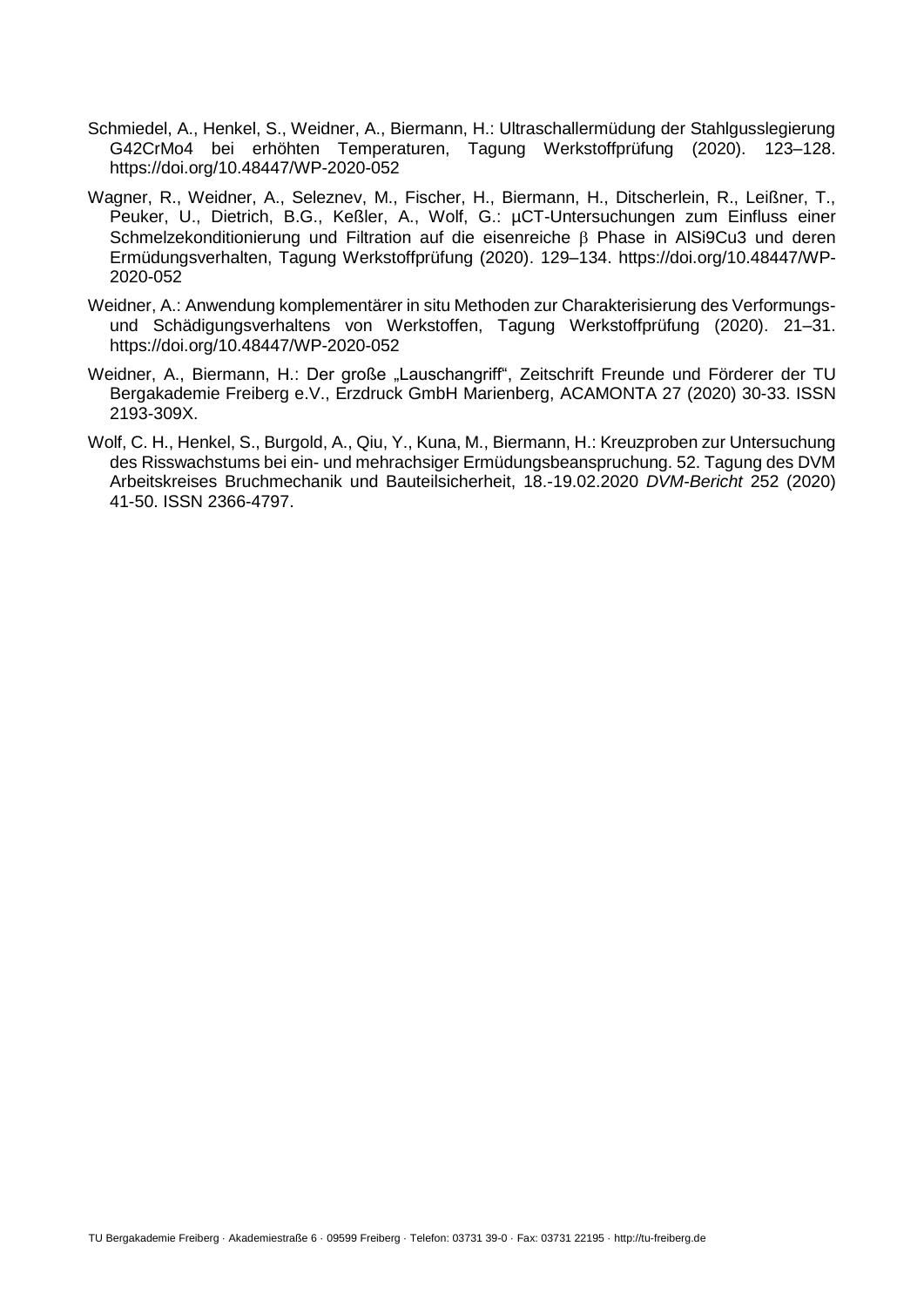Schmiedel, A., Henkel, S., Weidner, A., Biermann, H.: Ultraschallermüdung der Stahlgusslegierung G42CrMo4 bei erhöhten Temperaturen, Tagung Werkstoffprüfung (2020). 123–128. https://doi.org/10.48447/WP-2020-052

Wagner, R., Weidner, A., Seleznev, M., Fischer, H., Biermann, H., Ditscherlein, R., Leißner, T., Peuker, U., Dietrich, B.G., Keßler, A., Wolf, G.: µCT-Untersuchungen zum Einfluss einer Schmelzekonditionierung und Filtration auf die eisenreiche β Phase in AlSi9Cu3 und deren Ermüdungsverhalten, Tagung Werkstoffprüfung (2020). 129–134. https://doi.org/10.48447/WP-2020-052

Weidner, A.: Anwendung komplementärer in situ Methoden zur Charakterisierung des Verformungs- und Schädigungsverhaltens von Werkstoffen, Tagung Werkstoffprüfung (2020). 21–31. https://doi.org/10.48447/WP-2020-052

Weidner, A., Biermann, H.: Der große „Lauschangriff", Zeitschrift Freunde und Förderer der TU Bergakademie Freiberg e.V., Erzdruck GmbH Marienberg, ACAMONTA 27 (2020) 30-33. ISSN 2193-309X.

Wolf, C. H., Henkel, S., Burgold, A., Qiu, Y., Kuna, M., Biermann, H.: Kreuzproben zur Untersuchung des Risswachstums bei ein- und mehrachsiger Ermüdungsbeanspruchung. 52. Tagung des DVM Arbeitskreises Bruchmechanik und Bauteilsicherheit, 18.-19.02.2020 *DVM-Bericht* 252 (2020) 41-50. ISSN 2366-4797.